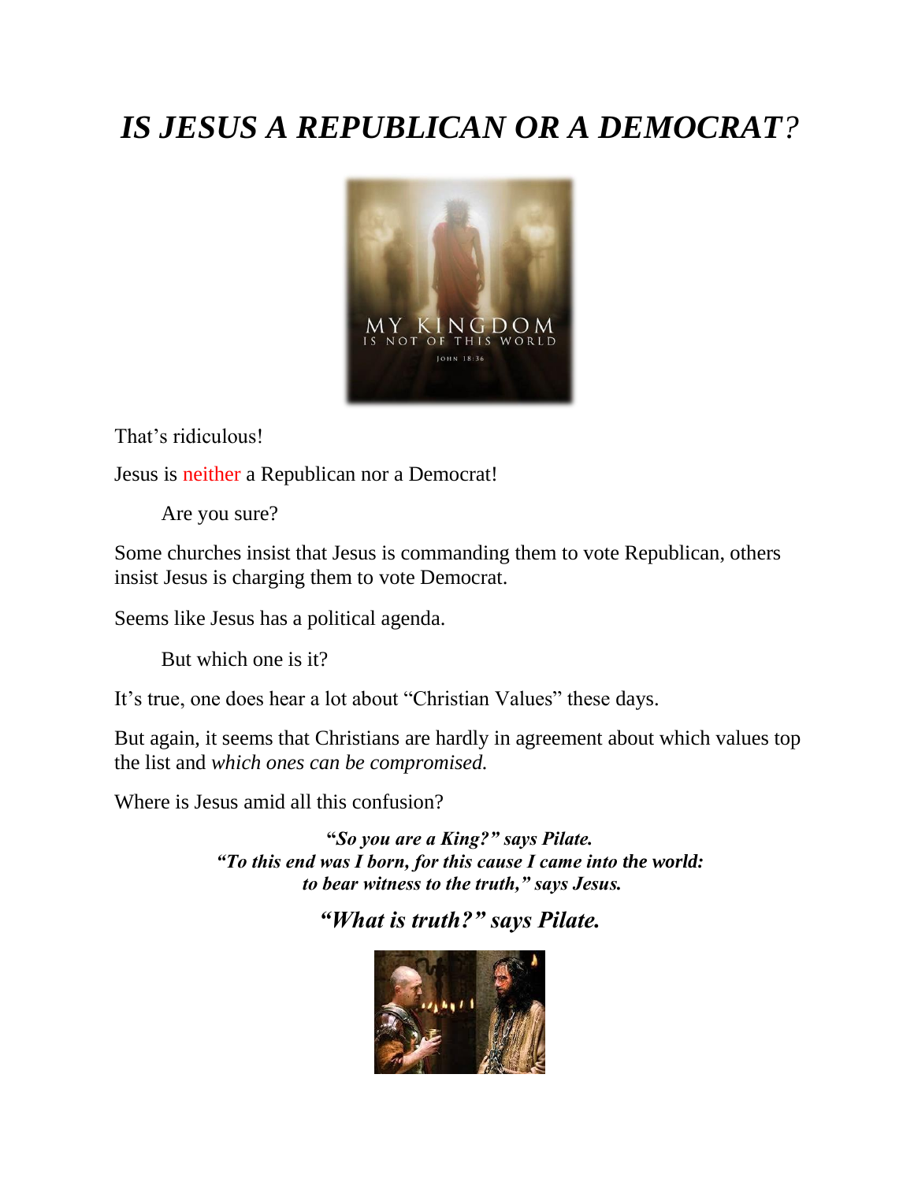# *IS JESUS A REPUBLICAN OR A DEMOCRAT?*

That's ridiculous!

Jesus is neither a Republican nor a Democrat!

Are you sure?

Some churches insist that Jesus is commanding them to vote Republican, others insist Jesus is charging them to vote Democrat.

Seems like Jesus has a political agenda.

But which one is it?

It's true, one does hear a lot about "Christian Values" these days.

But again, it seems that Christians are hardly in agreement about which values top the list and *which ones can be compromised.*

Where is Jesus amid all this confusion?

***"So you are a King?" says Pilate.***
***"To this end was I born, for this cause I came into the world: to bear witness to the truth," says Jesus.***

***"What is truth?" says Pilate.***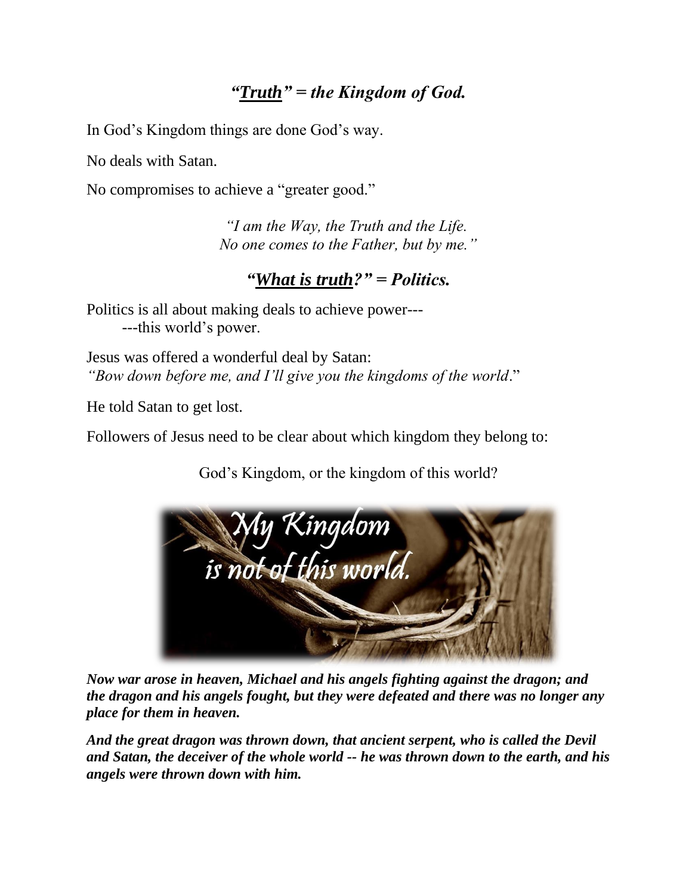## ***"Truth" = the Kingdom of God.***

In God's Kingdom things are done God's way.

No deals with Satan.

No compromises to achieve a "greater good."

> *"I am the Way, the Truth and the Life.*
> *No one comes to the Father, but by me."*

## ***"What is truth?" = Politics.***

Politics is all about making deals to achieve power---
---this world's power.

Jesus was offered a wonderful deal by Satan:
*"Bow down before me, and I'll give you the kingdoms of the world*."

He told Satan to get lost.

Followers of Jesus need to be clear about which kingdom they belong to:

God's Kingdom, or the kingdom of this world?

***Now war arose in heaven, Michael and his angels fighting against the dragon; and the dragon and his angels fought, but they were defeated and there was no longer any place for them in heaven.***

***And the great dragon was thrown down, that ancient serpent, who is called the Devil and Satan, the deceiver of the whole world -- he was thrown down to the earth, and his angels were thrown down with him.***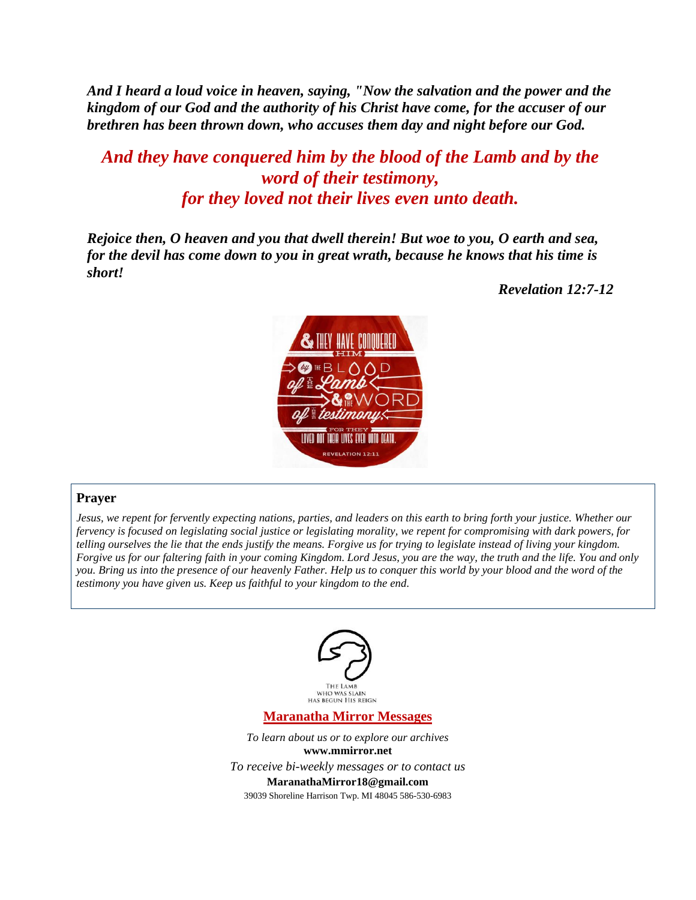***And I heard a loud voice in heaven, saying, "Now the salvation and the power and the kingdom of our God and the authority of his Christ have come, for the accuser of our brethren has been thrown down, who accuses them day and night before our God.***

***And they have conquered him by the blood of the Lamb and by the word of their testimony,***
***for they loved not their lives even unto death.***

***Rejoice then, O heaven and you that dwell therein! But woe to you, O earth and sea, for the devil has come down to you in great wrath, because he knows that his time is short!***

***Revelation 12:7-12***

## Prayer

*Jesus, we repent for fervently expecting nations, parties, and leaders on this earth to bring forth your justice. Whether our fervency is focused on legislating social justice or legislating morality, we repent for compromising with dark powers, for telling ourselves the lie that the ends justify the means. Forgive us for trying to legislate instead of living your kingdom. Forgive us for our faltering faith in your coming Kingdom. Lord Jesus, you are the way, the truth and the life. You and only you. Bring us into the presence of our heavenly Father. Help us to conquer this world by your blood and the word of the testimony you have given us. Keep us faithful to your kingdom to the end.*

THE LAMB
WHO WAS SLAIN
HAS BEGUN HIS REIGN

**Maranatha Mirror Messages**

*To learn about us or to explore our archives*
**www.mmirror.net**
*To receive bi-weekly messages or to contact us*
**MaranathaMirror18@gmail.com**
39039 Shoreline Harrison Twp. MI 48045 586-530-6983